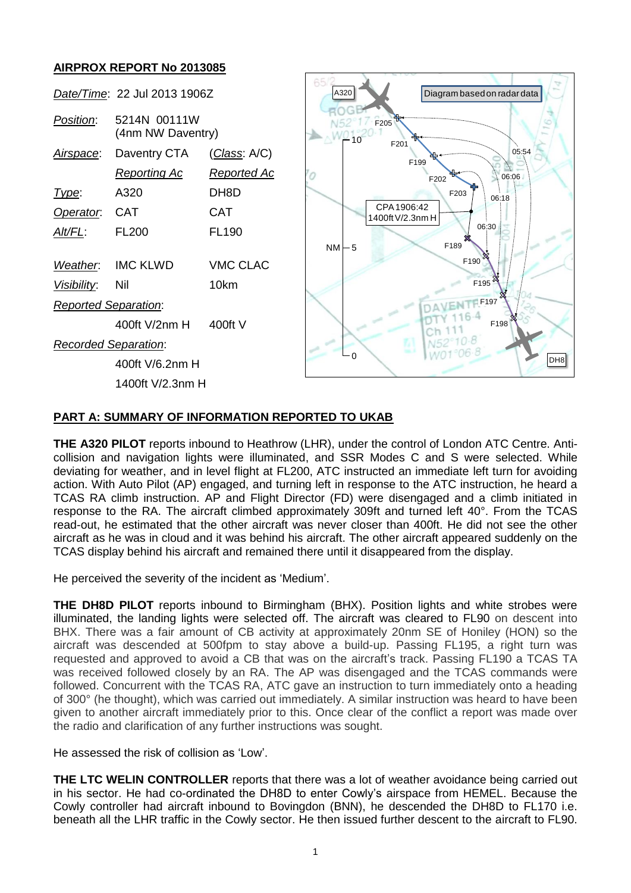## AIRPROX REPORT No 2013085

| | | |
|---|---|---|
| *Date/Time*: | 22 Jul 2013 1906Z | |
| *Position*: | 5214N 00111W (4nm NW Daventry) | |
| *Airspace*: | Daventry CTA | (*Class*: A/C) |
| | *Reporting Ac* | *Reported Ac* |
| *Type*: | A320 | DH8D |
| *Operator*: | CAT | CAT |
| *Alt/FL*: | FL200 | FL190 |
| *Weather*: | IMC KLWD | VMC CLAC |
| *Visibility*: | Nil | 10km |
| *Reported Separation*: | | |
| | 400ft V/2nm H | 400ft V |
| *Recorded Separation*: | | |
| | 400ft V/6.2nm H | |
| | 1400ft V/2.3nm H | |

Diagram based on radar data

## PART A: SUMMARY OF INFORMATION REPORTED TO UKAB

**THE A320 PILOT** reports inbound to Heathrow (LHR), under the control of London ATC Centre. Anti-collision and navigation lights were illuminated, and SSR Modes C and S were selected. While deviating for weather, and in level flight at FL200, ATC instructed an immediate left turn for avoiding action. With Auto Pilot (AP) engaged, and turning left in response to the ATC instruction, he heard a TCAS RA climb instruction. AP and Flight Director (FD) were disengaged and a climb initiated in response to the RA. The aircraft climbed approximately 309ft and turned left 40°. From the TCAS read-out, he estimated that the other aircraft was never closer than 400ft. He did not see the other aircraft as he was in cloud and it was behind his aircraft. The other aircraft appeared suddenly on the TCAS display behind his aircraft and remained there until it disappeared from the display.

He perceived the severity of the incident as 'Medium'.

**THE DH8D PILOT** reports inbound to Birmingham (BHX). Position lights and white strobes were illuminated, the landing lights were selected off. The aircraft was cleared to FL90 on descent into BHX. There was a fair amount of CB activity at approximately 20nm SE of Honiley (HON) so the aircraft was descended at 500fpm to stay above a build-up. Passing FL195, a right turn was requested and approved to avoid a CB that was on the aircraft's track. Passing FL190 a TCAS TA was received followed closely by an RA. The AP was disengaged and the TCAS commands were followed. Concurrent with the TCAS RA, ATC gave an instruction to turn immediately onto a heading of 300° (he thought), which was carried out immediately. A similar instruction was heard to have been given to another aircraft immediately prior to this. Once clear of the conflict a report was made over the radio and clarification of any further instructions was sought.

He assessed the risk of collision as 'Low'.

**THE LTC WELIN CONTROLLER** reports that there was a lot of weather avoidance being carried out in his sector. He had co-ordinated the DH8D to enter Cowly's airspace from HEMEL. Because the Cowly controller had aircraft inbound to Bovingdon (BNN), he descended the DH8D to FL170 i.e. beneath all the LHR traffic in the Cowly sector. He then issued further descent to the aircraft to FL90.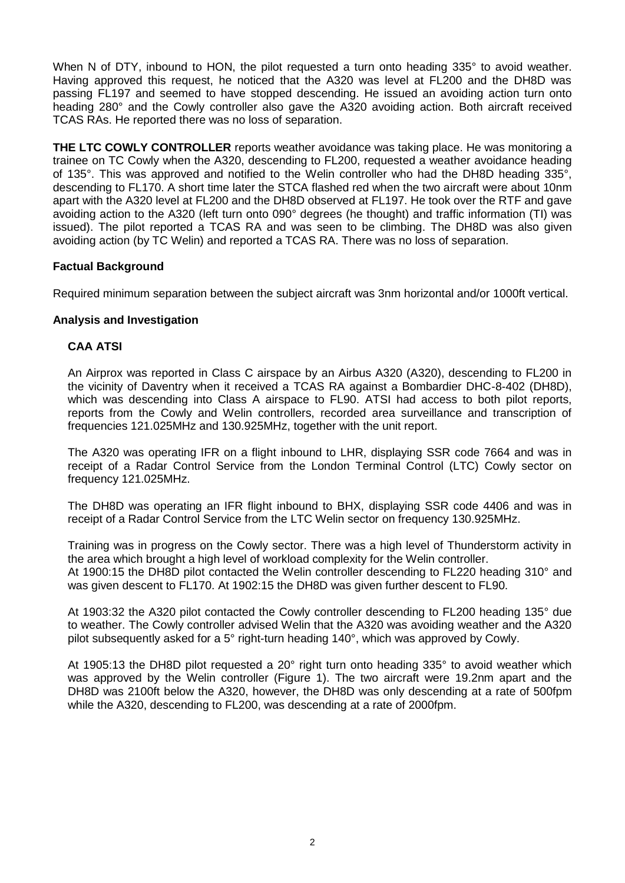When N of DTY, inbound to HON, the pilot requested a turn onto heading 335° to avoid weather. Having approved this request, he noticed that the A320 was level at FL200 and the DH8D was passing FL197 and seemed to have stopped descending. He issued an avoiding action turn onto heading 280° and the Cowly controller also gave the A320 avoiding action. Both aircraft received TCAS RAs. He reported there was no loss of separation.

**THE LTC COWLY CONTROLLER** reports weather avoidance was taking place. He was monitoring a trainee on TC Cowly when the A320, descending to FL200, requested a weather avoidance heading of 135°. This was approved and notified to the Welin controller who had the DH8D heading 335°, descending to FL170. A short time later the STCA flashed red when the two aircraft were about 10nm apart with the A320 level at FL200 and the DH8D observed at FL197. He took over the RTF and gave avoiding action to the A320 (left turn onto 090° degrees (he thought) and traffic information (TI) was issued). The pilot reported a TCAS RA and was seen to be climbing. The DH8D was also given avoiding action (by TC Welin) and reported a TCAS RA. There was no loss of separation.

## Factual Background

Required minimum separation between the subject aircraft was 3nm horizontal and/or 1000ft vertical.

## Analysis and Investigation

### CAA ATSI

An Airprox was reported in Class C airspace by an Airbus A320 (A320), descending to FL200 in the vicinity of Daventry when it received a TCAS RA against a Bombardier DHC-8-402 (DH8D), which was descending into Class A airspace to FL90. ATSI had access to both pilot reports, reports from the Cowly and Welin controllers, recorded area surveillance and transcription of frequencies 121.025MHz and 130.925MHz, together with the unit report.

The A320 was operating IFR on a flight inbound to LHR, displaying SSR code 7664 and was in receipt of a Radar Control Service from the London Terminal Control (LTC) Cowly sector on frequency 121.025MHz.

The DH8D was operating an IFR flight inbound to BHX, displaying SSR code 4406 and was in receipt of a Radar Control Service from the LTC Welin sector on frequency 130.925MHz.

Training was in progress on the Cowly sector. There was a high level of Thunderstorm activity in the area which brought a high level of workload complexity for the Welin controller.
At 1900:15 the DH8D pilot contacted the Welin controller descending to FL220 heading 310° and was given descent to FL170. At 1902:15 the DH8D was given further descent to FL90.

At 1903:32 the A320 pilot contacted the Cowly controller descending to FL200 heading 135° due to weather. The Cowly controller advised Welin that the A320 was avoiding weather and the A320 pilot subsequently asked for a 5° right-turn heading 140°, which was approved by Cowly.

At 1905:13 the DH8D pilot requested a 20° right turn onto heading 335° to avoid weather which was approved by the Welin controller (Figure 1). The two aircraft were 19.2nm apart and the DH8D was 2100ft below the A320, however, the DH8D was only descending at a rate of 500fpm while the A320, descending to FL200, was descending at a rate of 2000fpm.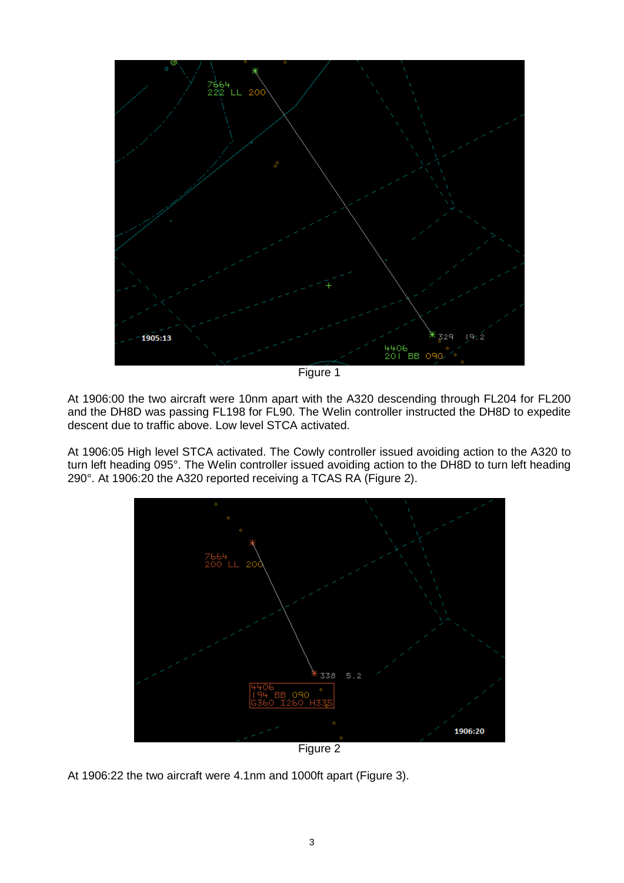Figure 1

At 1906:00 the two aircraft were 10nm apart with the A320 descending through FL204 for FL200 and the DH8D was passing FL198 for FL90. The Welin controller instructed the DH8D to expedite descent due to traffic above. Low level STCA activated.

At 1906:05 High level STCA activated. The Cowly controller issued avoiding action to the A320 to turn left heading 095°. The Welin controller issued avoiding action to the DH8D to turn left heading 290°. At 1906:20 the A320 reported receiving a TCAS RA (Figure 2).

Figure 2

At 1906:22 the two aircraft were 4.1nm and 1000ft apart (Figure 3).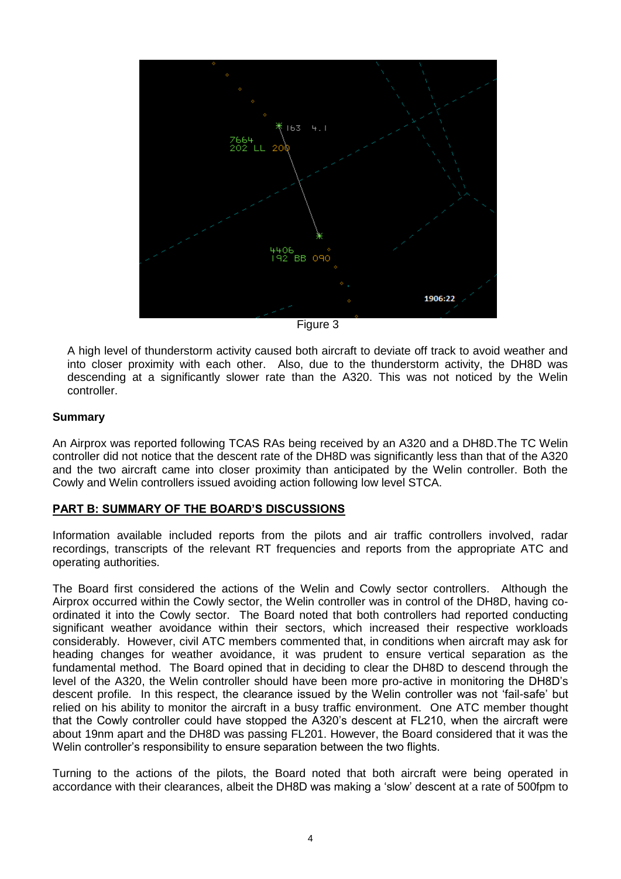Figure 3

A high level of thunderstorm activity caused both aircraft to deviate off track to avoid weather and into closer proximity with each other. Also, due to the thunderstorm activity, the DH8D was descending at a significantly slower rate than the A320. This was not noticed by the Welin controller.

**Summary**

An Airprox was reported following TCAS RAs being received by an A320 and a DH8D.The TC Welin controller did not notice that the descent rate of the DH8D was significantly less than that of the A320 and the two aircraft came into closer proximity than anticipated by the Welin controller. Both the Cowly and Welin controllers issued avoiding action following low level STCA.

## PART B: SUMMARY OF THE BOARD'S DISCUSSIONS

Information available included reports from the pilots and air traffic controllers involved, radar recordings, transcripts of the relevant RT frequencies and reports from the appropriate ATC and operating authorities.

The Board first considered the actions of the Welin and Cowly sector controllers. Although the Airprox occurred within the Cowly sector, the Welin controller was in control of the DH8D, having co-ordinated it into the Cowly sector. The Board noted that both controllers had reported conducting significant weather avoidance within their sectors, which increased their respective workloads considerably. However, civil ATC members commented that, in conditions when aircraft may ask for heading changes for weather avoidance, it was prudent to ensure vertical separation as the fundamental method. The Board opined that in deciding to clear the DH8D to descend through the level of the A320, the Welin controller should have been more pro-active in monitoring the DH8D's descent profile. In this respect, the clearance issued by the Welin controller was not 'fail-safe' but relied on his ability to monitor the aircraft in a busy traffic environment. One ATC member thought that the Cowly controller could have stopped the A320's descent at FL210, when the aircraft were about 19nm apart and the DH8D was passing FL201. However, the Board considered that it was the Welin controller's responsibility to ensure separation between the two flights.

Turning to the actions of the pilots, the Board noted that both aircraft were being operated in accordance with their clearances, albeit the DH8D was making a 'slow' descent at a rate of 500fpm to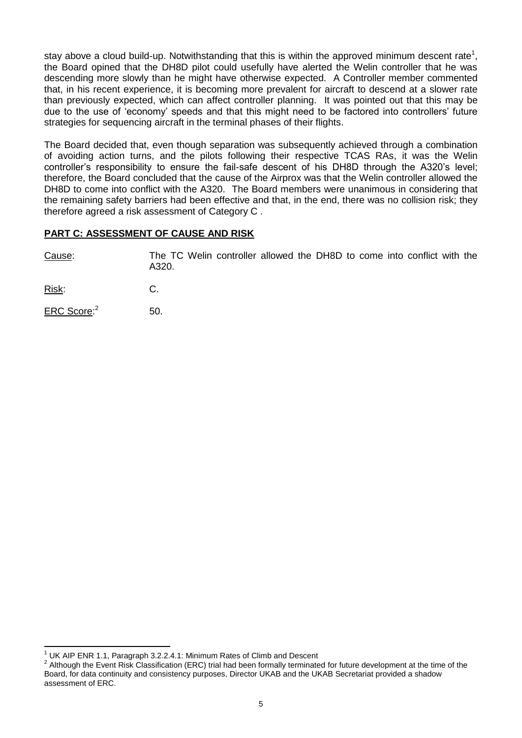stay above a cloud build-up. Notwithstanding that this is within the approved minimum descent rate[1], the Board opined that the DH8D pilot could usefully have alerted the Welin controller that he was descending more slowly than he might have otherwise expected. A Controller member commented that, in his recent experience, it is becoming more prevalent for aircraft to descend at a slower rate than previously expected, which can affect controller planning. It was pointed out that this may be due to the use of 'economy' speeds and that this might need to be factored into controllers' future strategies for sequencing aircraft in the terminal phases of their flights.

The Board decided that, even though separation was subsequently achieved through a combination of avoiding action turns, and the pilots following their respective TCAS RAs, it was the Welin controller's responsibility to ensure the fail-safe descent of his DH8D through the A320's level; therefore, the Board concluded that the cause of the Airprox was that the Welin controller allowed the DH8D to come into conflict with the A320. The Board members were unanimous in considering that the remaining safety barriers had been effective and that, in the end, there was no collision risk; they therefore agreed a risk assessment of Category C .

## PART C: ASSESSMENT OF CAUSE AND RISK

| | |
|---|---|
| Cause: | The TC Welin controller allowed the DH8D to come into conflict with the A320. |
| Risk: | C. |
| ERC Score:[2] | 50. |

---

[1] UK AIP ENR 1.1, Paragraph 3.2.2.4.1: Minimum Rates of Climb and Descent

[2] Although the Event Risk Classification (ERC) trial had been formally terminated for future development at the time of the Board, for data continuity and consistency purposes, Director UKAB and the UKAB Secretariat provided a shadow assessment of ERC.